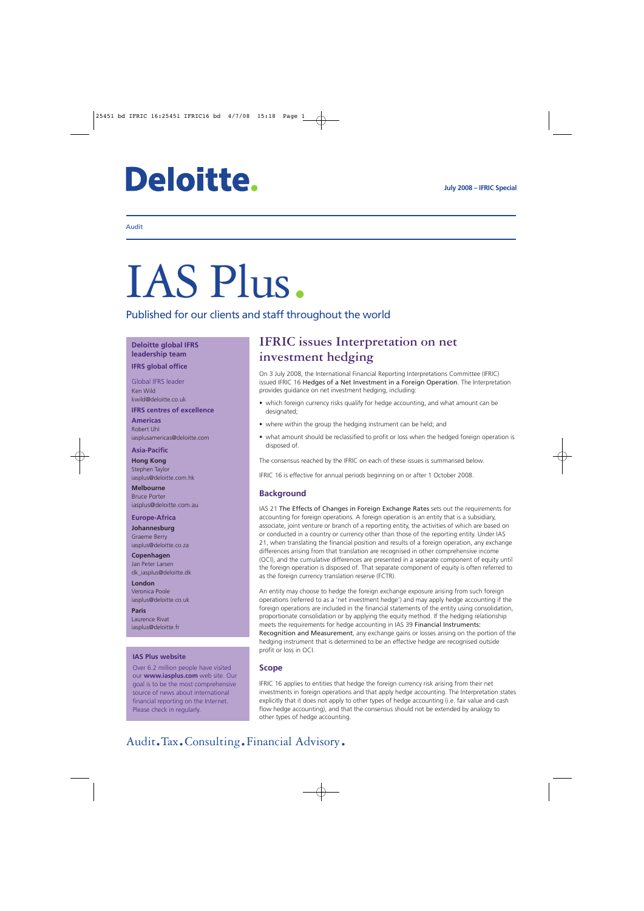# Deloitte.

**July 2008 – IFRIC Special**

Audit

# IAS Plus.

Published for our clients and staff throughout the world

## IFRIC issues Interpretation on net investment hedging

On 3 July 2008, the International Financial Reporting Interpretations Committee (IFRIC) issued IFRIC 16 Hedges of a Net Investment in a Foreign Operation. The Interpretation provides guidance on net investment hedging, including:

- which foreign currency risks qualify for hedge accounting, and what amount can be designated;
- where within the group the hedging instrument can be held; and
- what amount should be reclassified to profit or loss when the hedged foreign operation is disposed of.

The consensus reached by the IFRIC on each of these issues is summarised below.

IFRIC 16 is effective for annual periods beginning on or after 1 October 2008.

### Background

IAS 21 The Effects of Changes in Foreign Exchange Rates sets out the requirements for accounting for foreign operations. A foreign operation is an entity that is a subsidiary, associate, joint venture or branch of a reporting entity, the activities of which are based on or conducted in a country or currency other than those of the reporting entity. Under IAS 21, when translating the financial position and results of a foreign operation, any exchange differences arising from that translation are recognised in other comprehensive income (OCI), and the cumulative differences are presented in a separate component of equity until the foreign operation is disposed of. That separate component of equity is often referred to as the foreign currency translation reserve (FCTR).

An entity may choose to hedge the foreign exchange exposure arising from such foreign operations (referred to as a 'net investment hedge') and may apply hedge accounting if the foreign operations are included in the financial statements of the entity using consolidation, proportionate consolidation or by applying the equity method. If the hedging relationship meets the requirements for hedge accounting in IAS 39 Financial Instruments: Recognition and Measurement, any exchange gains or losses arising on the portion of the hedging instrument that is determined to be an effective hedge are recognised outside profit or loss in OCI.

### Scope

IFRIC 16 applies to entities that hedge the foreign currency risk arising from their net investments in foreign operations and that apply hedge accounting. The Interpretation states explicitly that it does not apply to other types of hedge accounting (i.e. fair value and cash flow hedge accounting), and that the consensus should not be extended by analogy to other types of hedge accounting.

---

**Deloitte global IFRS leadership team**

**IFRS global office**

Global IFRS leader
Ken Wild
kwild@deloitte.co.uk

**IFRS centres of excellence**

**Americas**
Robert Uhl
iasplusamericas@deloitte.com

**Asia-Pacific**

**Hong Kong**
Stephen Taylor
iasplus@deloitte.com.hk

**Melbourne**
Bruce Porter
iasplus@deloitte.com.au

**Europe-Africa**

**Johannesburg**
Graeme Berry
iasplus@deloitte.co.za

**Copenhagen**
Jan Peter Larsen
dk_iasplus@deloitte.dk

**London**
Veronica Poole
iasplus@deloitte.co.uk

**Paris**
Laurence Rivat
iasplus@deloitte.fr

**IAS Plus website**

Over 6.2 million people have visited our **www.iasplus.com** web site. Our goal is to be the most comprehensive source of news about international financial reporting on the Internet. Please check in regularly.

Audit. Tax. Consulting. Financial Advisory.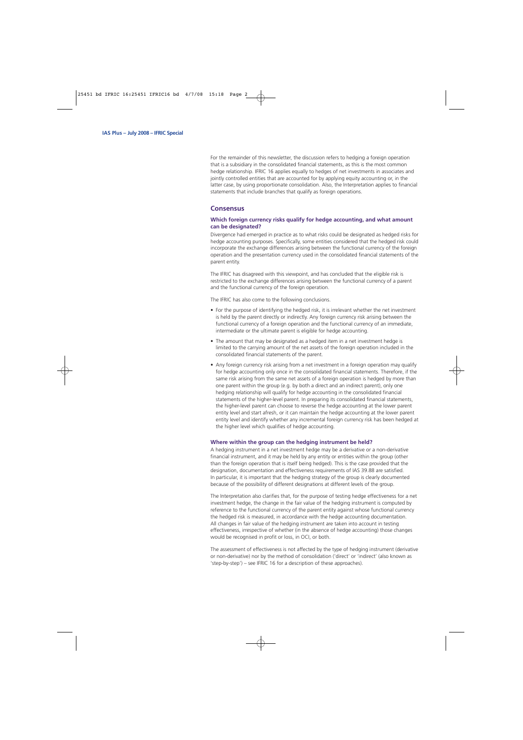For the remainder of this newsletter, the discussion refers to hedging a foreign operation that is a subsidiary in the consolidated financial statements, as this is the most common hedge relationship. IFRIC 16 applies equally to hedges of net investments in associates and jointly controlled entities that are accounted for by applying equity accounting or, in the latter case, by using proportionate consolidation. Also, the Interpretation applies to financial statements that include branches that qualify as foreign operations.

## Consensus

### Which foreign currency risks qualify for hedge accounting, and what amount can be designated?

Divergence had emerged in practice as to what risks could be designated as hedged risks for hedge accounting purposes. Specifically, some entities considered that the hedged risk could incorporate the exchange differences arising between the functional currency of the foreign operation and the presentation currency used in the consolidated financial statements of the parent entity.

The IFRIC has disagreed with this viewpoint, and has concluded that the eligible risk is restricted to the exchange differences arising between the functional currency of a parent and the functional currency of the foreign operation.

The IFRIC has also come to the following conclusions.

- For the purpose of identifying the hedged risk, it is irrelevant whether the net investment is held by the parent directly or indirectly. Any foreign currency risk arising between the functional currency of a foreign operation and the functional currency of an immediate, intermediate or the ultimate parent is eligible for hedge accounting.
- The amount that may be designated as a hedged item in a net investment hedge is limited to the carrying amount of the net assets of the foreign operation included in the consolidated financial statements of the parent.
- Any foreign currency risk arising from a net investment in a foreign operation may qualify for hedge accounting only once in the consolidated financial statements. Therefore, if the same risk arising from the same net assets of a foreign operation is hedged by more than one parent within the group (e.g. by both a direct and an indirect parent), only one hedging relationship will qualify for hedge accounting in the consolidated financial statements of the higher-level parent. In preparing its consolidated financial statements, the higher-level parent can choose to reverse the hedge accounting at the lower parent entity level and start afresh, or it can maintain the hedge accounting at the lower parent entity level and identify whether any incremental foreign currency risk has been hedged at the higher level which qualifies of hedge accounting.

### Where within the group can the hedging instrument be held?

A hedging instrument in a net investment hedge may be a derivative or a non-derivative financial instrument, and it may be held by any entity or entities within the group (other than the foreign operation that is itself being hedged). This is the case provided that the designation, documentation and effectiveness requirements of IAS 39.88 are satisfied. In particular, it is important that the hedging strategy of the group is clearly documented because of the possibility of different designations at different levels of the group.

The Interpretation also clarifies that, for the purpose of testing hedge effectiveness for a net investment hedge, the change in the fair value of the hedging instrument is computed by reference to the functional currency of the parent entity against whose functional currency the hedged risk is measured, in accordance with the hedge accounting documentation. All changes in fair value of the hedging instrument are taken into account in testing effectiveness, irrespective of whether (in the absence of hedge accounting) those changes would be recognised in profit or loss, in OCI, or both.

The assessment of effectiveness is not affected by the type of hedging instrument (derivative or non-derivative) nor by the method of consolidation ('direct' or 'indirect' (also known as 'step-by-step') – see IFRIC 16 for a description of these approaches).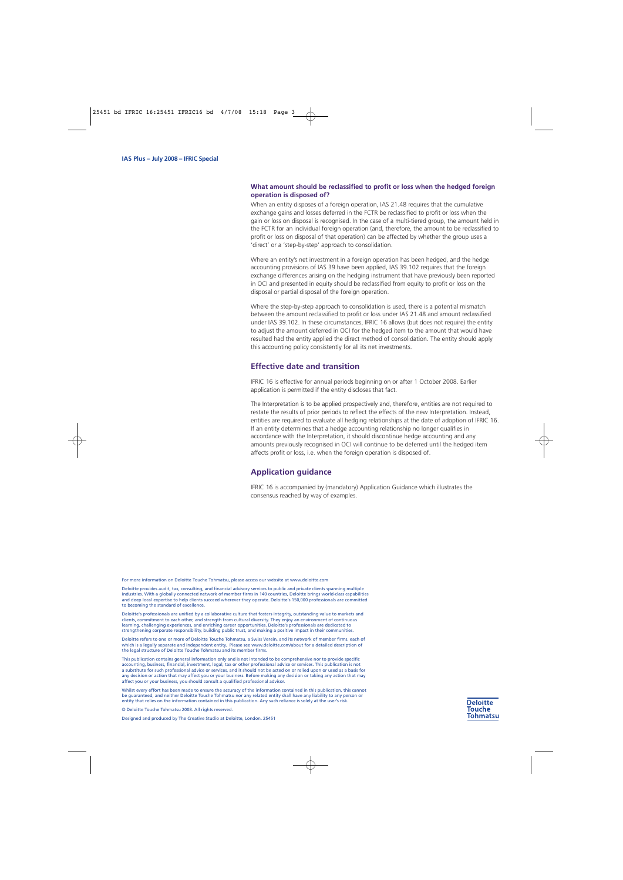**What amount should be reclassified to profit or loss when the hedged foreign operation is disposed of?**

When an entity disposes of a foreign operation, IAS 21.48 requires that the cumulative exchange gains and losses deferred in the FCTR be reclassified to profit or loss when the gain or loss on disposal is recognised. In the case of a multi-tiered group, the amount held in the FCTR for an individual foreign operation (and, therefore, the amount to be reclassified to profit or loss on disposal of that operation) can be affected by whether the group uses a 'direct' or a 'step-by-step' approach to consolidation.

Where an entity's net investment in a foreign operation has been hedged, and the hedge accounting provisions of IAS 39 have been applied, IAS 39.102 requires that the foreign exchange differences arising on the hedging instrument that have previously been reported in OCI and presented in equity should be reclassified from equity to profit or loss on the disposal or partial disposal of the foreign operation.

Where the step-by-step approach to consolidation is used, there is a potential mismatch between the amount reclassified to profit or loss under IAS 21.48 and amount reclassified under IAS 39.102. In these circumstances, IFRIC 16 allows (but does not require) the entity to adjust the amount deferred in OCI for the hedged item to the amount that would have resulted had the entity applied the direct method of consolidation. The entity should apply this accounting policy consistently for all its net investments.

## Effective date and transition

IFRIC 16 is effective for annual periods beginning on or after 1 October 2008. Earlier application is permitted if the entity discloses that fact.

The Interpretation is to be applied prospectively and, therefore, entities are not required to restate the results of prior periods to reflect the effects of the new Interpretation. Instead, entities are required to evaluate all hedging relationships at the date of adoption of IFRIC 16. If an entity determines that a hedge accounting relationship no longer qualifies in accordance with the Interpretation, it should discontinue hedge accounting and any amounts previously recognised in OCI will continue to be deferred until the hedged item affects profit or loss, i.e. when the foreign operation is disposed of.

## Application guidance

IFRIC 16 is accompanied by (mandatory) Application Guidance which illustrates the consensus reached by way of examples.

For more information on Deloitte Touche Tohmatsu, please access our website at www.deloitte.com

Deloitte provides audit, tax, consulting, and financial advisory services to public and private clients spanning multiple industries. With a globally connected network of member firms in 140 countries, Deloitte brings world-class capabilities and deep local expertise to help clients succeed wherever they operate. Deloitte's 150,000 professionals are committed to becoming the standard of excellence.

Deloitte's professionals are unified by a collaborative culture that fosters integrity, outstanding value to markets and clients, commitment to each other, and strength from cultural diversity. They enjoy an environment of continuous learning, challenging experiences, and enriching career opportunities. Deloitte's professionals are dedicated to strengthening corporate responsibility, building public trust, and making a positive impact in their communities.

Deloitte refers to one or more of Deloitte Touche Tohmatsu, a Swiss Verein, and its network of member firms, each of which is a legally separate and independent entity. Please see www.deloitte.com/about for a detailed description of the legal structure of Deloitte Touche Tohmatsu and its member firms.

This publication contains general information only and is not intended to be comprehensive nor to provide specific accounting, business, financial, investment, legal, tax or other professional advice or services. This publication is not a substitute for such professional advice or services, and it should not be acted on or relied upon or used as a basis for any decision or action that may affect you or your business. Before making any decision or taking any action that may affect you or your business, you should consult a qualified professional advisor.

Whilst every effort has been made to ensure the accuracy of the information contained in this publication, this cannot be guaranteed, and neither Deloitte Touche Tohmatsu nor any related entity shall have any liability to any person or entity that relies on the information contained in this publication. Any such reliance is solely at the user's risk.

© Deloitte Touche Tohmatsu 2008. All rights reserved.

Designed and produced by The Creative Studio at Deloitte, London. 25451

Deloitte Touche Tohmatsu